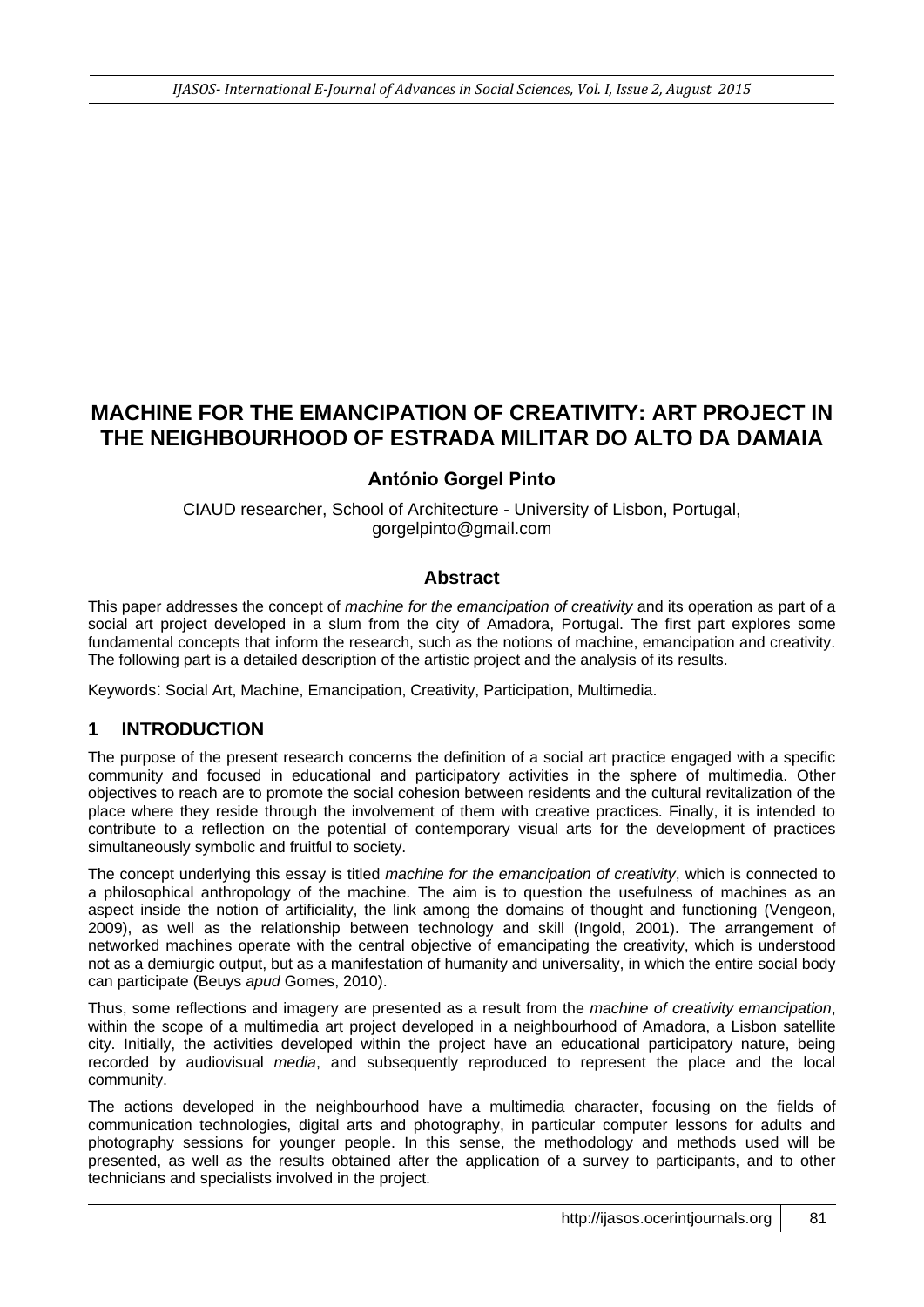# MACHINE FOR THE EMANCIPATION OF CREATIVITY: ART PROJECT IN THE NEIGHBOURHOOD OF ESTRADA MILITAR DO ALTO DA DAMAIA

**António Gorgel Pinto**

CIAUD researcher, School of Architecture - University of Lisbon, Portugal, gorgelpinto@gmail.com

## Abstract

This paper addresses the concept of *machine for the emancipation of creativity* and its operation as part of a social art project developed in a slum from the city of Amadora, Portugal. The first part explores some fundamental concepts that inform the research, such as the notions of machine, emancipation and creativity. The following part is a detailed description of the artistic project and the analysis of its results.

Keywords: Social Art, Machine, Emancipation, Creativity, Participation, Multimedia.

## 1 INTRODUCTION

The purpose of the present research concerns the definition of a social art practice engaged with a specific community and focused in educational and participatory activities in the sphere of multimedia. Other objectives to reach are to promote the social cohesion between residents and the cultural revitalization of the place where they reside through the involvement of them with creative practices. Finally, it is intended to contribute to a reflection on the potential of contemporary visual arts for the development of practices simultaneously symbolic and fruitful to society.

The concept underlying this essay is titled *machine for the emancipation of creativity*, which is connected to a philosophical anthropology of the machine. The aim is to question the usefulness of machines as an aspect inside the notion of artificiality, the link among the domains of thought and functioning (Vengeon, 2009), as well as the relationship between technology and skill (Ingold, 2001). The arrangement of networked machines operate with the central objective of emancipating the creativity, which is understood not as a demiurgic output, but as a manifestation of humanity and universality, in which the entire social body can participate (Beuys *apud* Gomes, 2010).

Thus, some reflections and imagery are presented as a result from the *machine of creativity emancipation*, within the scope of a multimedia art project developed in a neighbourhood of Amadora, a Lisbon satellite city. Initially, the activities developed within the project have an educational participatory nature, being recorded by audiovisual *media*, and subsequently reproduced to represent the place and the local community.

The actions developed in the neighbourhood have a multimedia character, focusing on the fields of communication technologies, digital arts and photography, in particular computer lessons for adults and photography sessions for younger people. In this sense, the methodology and methods used will be presented, as well as the results obtained after the application of a survey to participants, and to other technicians and specialists involved in the project.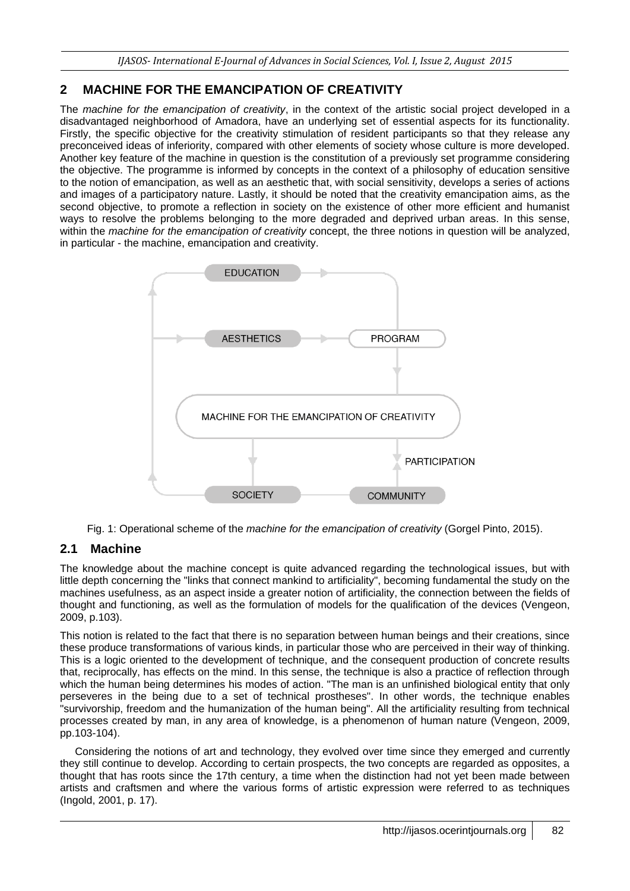## 2 MACHINE FOR THE EMANCIPATION OF CREATIVITY

The *machine for the emancipation of creativity*, in the context of the artistic social project developed in a disadvantaged neighborhood of Amadora, have an underlying set of essential aspects for its functionality. Firstly, the specific objective for the creativity stimulation of resident participants so that they release any preconceived ideas of inferiority, compared with other elements of society whose culture is more developed. Another key feature of the machine in question is the constitution of a previously set programme considering the objective. The programme is informed by concepts in the context of a philosophy of education sensitive to the notion of emancipation, as well as an aesthetic that, with social sensitivity, develops a series of actions and images of a participatory nature. Lastly, it should be noted that the creativity emancipation aims, as the second objective, to promote a reflection in society on the existence of other more efficient and humanist ways to resolve the problems belonging to the more degraded and deprived urban areas. In this sense, within the *machine for the emancipation of creativity* concept, the three notions in question will be analyzed, in particular - the machine, emancipation and creativity.

Fig. 1: Operational scheme of the *machine for the emancipation of creativity* (Gorgel Pinto, 2015).

### 2.1 Machine

The knowledge about the machine concept is quite advanced regarding the technological issues, but with little depth concerning the "links that connect mankind to artificiality", becoming fundamental the study on the machines usefulness, as an aspect inside a greater notion of artificiality, the connection between the fields of thought and functioning, as well as the formulation of models for the qualification of the devices (Vengeon, 2009, p.103).

This notion is related to the fact that there is no separation between human beings and their creations, since these produce transformations of various kinds, in particular those who are perceived in their way of thinking. This is a logic oriented to the development of technique, and the consequent production of concrete results that, reciprocally, has effects on the mind. In this sense, the technique is also a practice of reflection through which the human being determines his modes of action. "The man is an unfinished biological entity that only perseveres in the being due to a set of technical prostheses". In other words, the technique enables "survivorship, freedom and the humanization of the human being". All the artificiality resulting from technical processes created by man, in any area of knowledge, is a phenomenon of human nature (Vengeon, 2009, pp.103-104).

Considering the notions of art and technology, they evolved over time since they emerged and currently they still continue to develop. According to certain prospects, the two concepts are regarded as opposites, a thought that has roots since the 17th century, a time when the distinction had not yet been made between artists and craftsmen and where the various forms of artistic expression were referred to as techniques (Ingold, 2001, p. 17).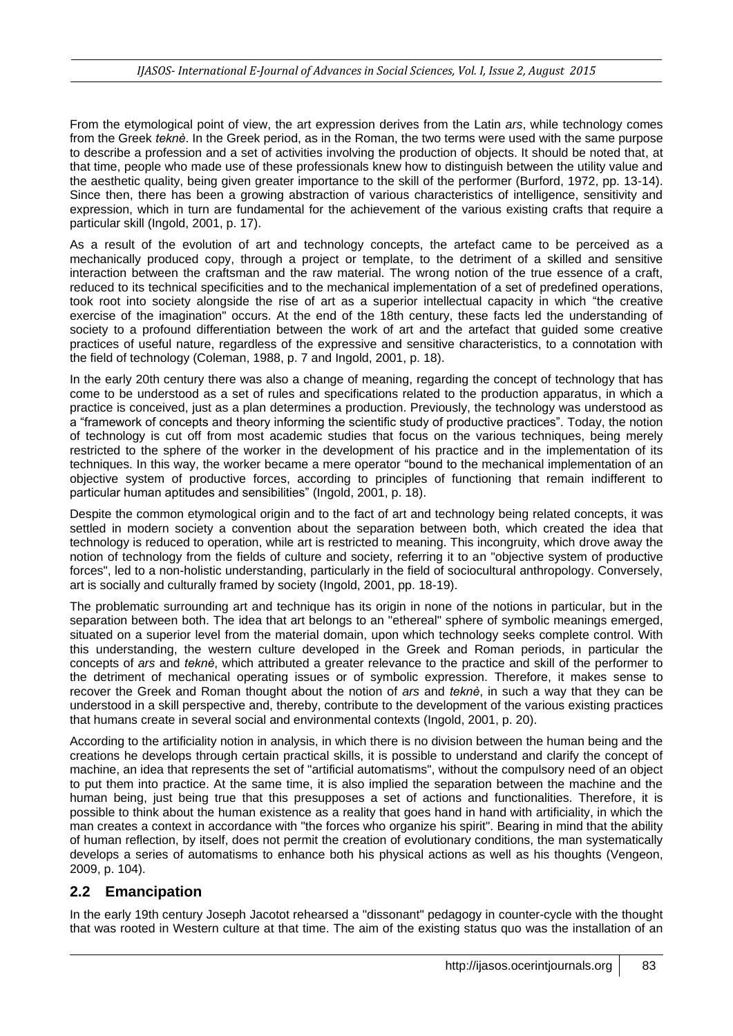From the etymological point of view, the art expression derives from the Latin *ars*, while technology comes from the Greek *teknè*. In the Greek period, as in the Roman, the two terms were used with the same purpose to describe a profession and a set of activities involving the production of objects. It should be noted that, at that time, people who made use of these professionals knew how to distinguish between the utility value and the aesthetic quality, being given greater importance to the skill of the performer (Burford, 1972, pp. 13-14). Since then, there has been a growing abstraction of various characteristics of intelligence, sensitivity and expression, which in turn are fundamental for the achievement of the various existing crafts that require a particular skill (Ingold, 2001, p. 17).

As a result of the evolution of art and technology concepts, the artefact came to be perceived as a mechanically produced copy, through a project or template, to the detriment of a skilled and sensitive interaction between the craftsman and the raw material. The wrong notion of the true essence of a craft, reduced to its technical specificities and to the mechanical implementation of a set of predefined operations, took root into society alongside the rise of art as a superior intellectual capacity in which "the creative exercise of the imagination" occurs. At the end of the 18th century, these facts led the understanding of society to a profound differentiation between the work of art and the artefact that guided some creative practices of useful nature, regardless of the expressive and sensitive characteristics, to a connotation with the field of technology (Coleman, 1988, p. 7 and Ingold, 2001, p. 18).

In the early 20th century there was also a change of meaning, regarding the concept of technology that has come to be understood as a set of rules and specifications related to the production apparatus, in which a practice is conceived, just as a plan determines a production. Previously, the technology was understood as a "framework of concepts and theory informing the scientific study of productive practices". Today, the notion of technology is cut off from most academic studies that focus on the various techniques, being merely restricted to the sphere of the worker in the development of his practice and in the implementation of its techniques. In this way, the worker became a mere operator "bound to the mechanical implementation of an objective system of productive forces, according to principles of functioning that remain indifferent to particular human aptitudes and sensibilities" (Ingold, 2001, p. 18).

Despite the common etymological origin and to the fact of art and technology being related concepts, it was settled in modern society a convention about the separation between both, which created the idea that technology is reduced to operation, while art is restricted to meaning. This incongruity, which drove away the notion of technology from the fields of culture and society, referring it to an "objective system of productive forces", led to a non-holistic understanding, particularly in the field of sociocultural anthropology. Conversely, art is socially and culturally framed by society (Ingold, 2001, pp. 18-19).

The problematic surrounding art and technique has its origin in none of the notions in particular, but in the separation between both. The idea that art belongs to an "ethereal" sphere of symbolic meanings emerged, situated on a superior level from the material domain, upon which technology seeks complete control. With this understanding, the western culture developed in the Greek and Roman periods, in particular the concepts of *ars* and *teknè*, which attributed a greater relevance to the practice and skill of the performer to the detriment of mechanical operating issues or of symbolic expression. Therefore, it makes sense to recover the Greek and Roman thought about the notion of *ars* and *teknè*, in such a way that they can be understood in a skill perspective and, thereby, contribute to the development of the various existing practices that humans create in several social and environmental contexts (Ingold, 2001, p. 20).

According to the artificiality notion in analysis, in which there is no division between the human being and the creations he develops through certain practical skills, it is possible to understand and clarify the concept of machine, an idea that represents the set of "artificial automatisms", without the compulsory need of an object to put them into practice. At the same time, it is also implied the separation between the machine and the human being, just being true that this presupposes a set of actions and functionalities. Therefore, it is possible to think about the human existence as a reality that goes hand in hand with artificiality, in which the man creates a context in accordance with "the forces who organize his spirit". Bearing in mind that the ability of human reflection, by itself, does not permit the creation of evolutionary conditions, the man systematically develops a series of automatisms to enhance both his physical actions as well as his thoughts (Vengeon, 2009, p. 104).

## 2.2 Emancipation

In the early 19th century Joseph Jacotot rehearsed a "dissonant" pedagogy in counter-cycle with the thought that was rooted in Western culture at that time. The aim of the existing status quo was the installation of an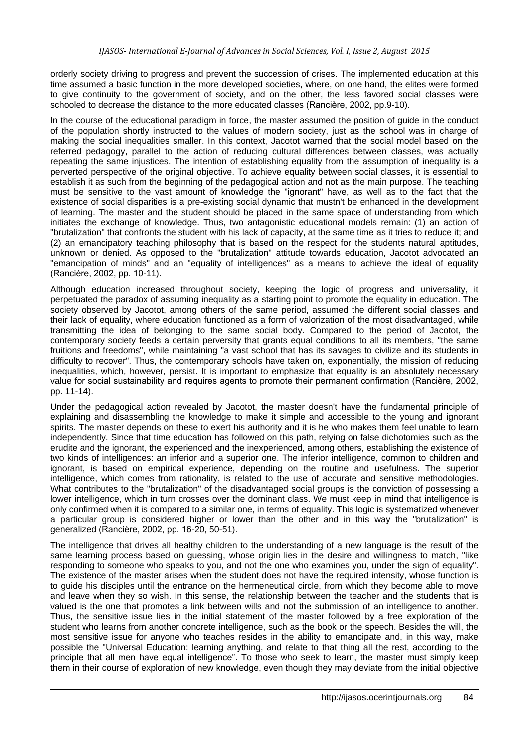orderly society driving to progress and prevent the succession of crises. The implemented education at this time assumed a basic function in the more developed societies, where, on one hand, the elites were formed to give continuity to the government of society, and on the other, the less favored social classes were schooled to decrease the distance to the more educated classes (Rancière, 2002, pp.9-10).

In the course of the educational paradigm in force, the master assumed the position of guide in the conduct of the population shortly instructed to the values of modern society, just as the school was in charge of making the social inequalities smaller. In this context, Jacotot warned that the social model based on the referred pedagogy, parallel to the action of reducing cultural differences between classes, was actually repeating the same injustices. The intention of establishing equality from the assumption of inequality is a perverted perspective of the original objective. To achieve equality between social classes, it is essential to establish it as such from the beginning of the pedagogical action and not as the main purpose. The teaching must be sensitive to the vast amount of knowledge the "ignorant" have, as well as to the fact that the existence of social disparities is a pre-existing social dynamic that mustn't be enhanced in the development of learning. The master and the student should be placed in the same space of understanding from which initiates the exchange of knowledge. Thus, two antagonistic educational models remain: (1) an action of "brutalization" that confronts the student with his lack of capacity, at the same time as it tries to reduce it; and (2) an emancipatory teaching philosophy that is based on the respect for the students natural aptitudes, unknown or denied. As opposed to the "brutalization" attitude towards education, Jacotot advocated an "emancipation of minds" and an "equality of intelligences" as a means to achieve the ideal of equality (Rancière, 2002, pp. 10-11).

Although education increased throughout society, keeping the logic of progress and universality, it perpetuated the paradox of assuming inequality as a starting point to promote the equality in education. The society observed by Jacotot, among others of the same period, assumed the different social classes and their lack of equality, where education functioned as a form of valorization of the most disadvantaged, while transmitting the idea of belonging to the same social body. Compared to the period of Jacotot, the contemporary society feeds a certain perversity that grants equal conditions to all its members, "the same fruitions and freedoms", while maintaining "a vast school that has its savages to civilize and its students in difficulty to recover". Thus, the contemporary schools have taken on, exponentially, the mission of reducing inequalities, which, however, persist. It is important to emphasize that equality is an absolutely necessary value for social sustainability and requires agents to promote their permanent confirmation (Rancière, 2002, pp. 11-14).

Under the pedagogical action revealed by Jacotot, the master doesn't have the fundamental principle of explaining and disassembling the knowledge to make it simple and accessible to the young and ignorant spirits. The master depends on these to exert his authority and it is he who makes them feel unable to learn independently. Since that time education has followed on this path, relying on false dichotomies such as the erudite and the ignorant, the experienced and the inexperienced, among others, establishing the existence of two kinds of intelligences: an inferior and a superior one. The inferior intelligence, common to children and ignorant, is based on empirical experience, depending on the routine and usefulness. The superior intelligence, which comes from rationality, is related to the use of accurate and sensitive methodologies. What contributes to the "brutalization" of the disadvantaged social groups is the conviction of possessing a lower intelligence, which in turn crosses over the dominant class. We must keep in mind that intelligence is only confirmed when it is compared to a similar one, in terms of equality. This logic is systematized whenever a particular group is considered higher or lower than the other and in this way the "brutalization" is generalized (Rancière, 2002, pp. 16-20, 50-51).

The intelligence that drives all healthy children to the understanding of a new language is the result of the same learning process based on guessing, whose origin lies in the desire and willingness to match, "like responding to someone who speaks to you, and not the one who examines you, under the sign of equality". The existence of the master arises when the student does not have the required intensity, whose function is to guide his disciples until the entrance on the hermeneutical circle, from which they become able to move and leave when they so wish. In this sense, the relationship between the teacher and the students that is valued is the one that promotes a link between wills and not the submission of an intelligence to another. Thus, the sensitive issue lies in the initial statement of the master followed by a free exploration of the student who learns from another concrete intelligence, such as the book or the speech. Besides the will, the most sensitive issue for anyone who teaches resides in the ability to emancipate and, in this way, make possible the "Universal Education: learning anything, and relate to that thing all the rest, according to the principle that all men have equal intelligence". To those who seek to learn, the master must simply keep them in their course of exploration of new knowledge, even though they may deviate from the initial objective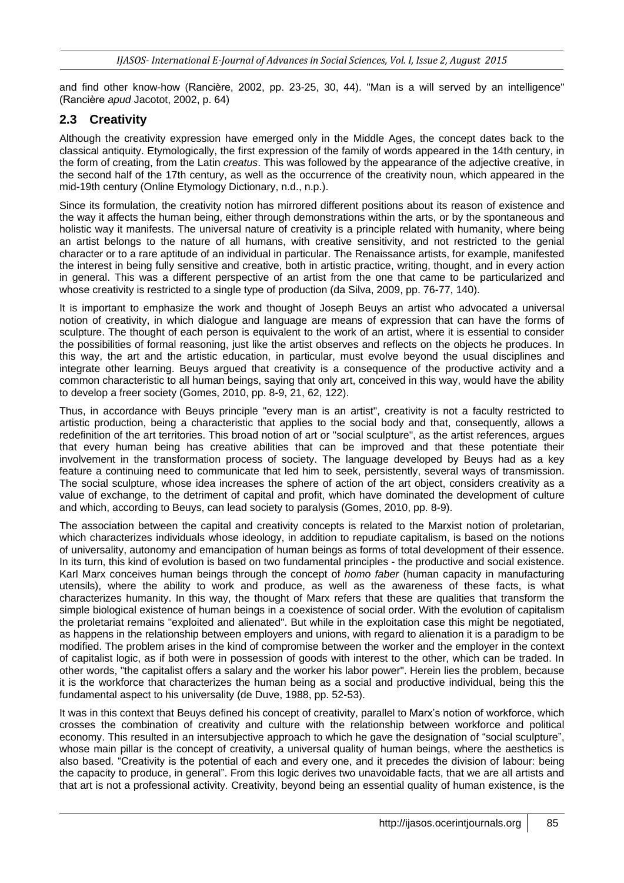and find other know-how (Rancière, 2002, pp. 23-25, 30, 44). "Man is a will served by an intelligence" (Rancière *apud* Jacotot, 2002, p. 64)

## 2.3 Creativity

Although the creativity expression have emerged only in the Middle Ages, the concept dates back to the classical antiquity. Etymologically, the first expression of the family of words appeared in the 14th century, in the form of creating, from the Latin *creatus*. This was followed by the appearance of the adjective creative, in the second half of the 17th century, as well as the occurrence of the creativity noun, which appeared in the mid-19th century (Online Etymology Dictionary, n.d., n.p.).

Since its formulation, the creativity notion has mirrored different positions about its reason of existence and the way it affects the human being, either through demonstrations within the arts, or by the spontaneous and holistic way it manifests. The universal nature of creativity is a principle related with humanity, where being an artist belongs to the nature of all humans, with creative sensitivity, and not restricted to the genial character or to a rare aptitude of an individual in particular. The Renaissance artists, for example, manifested the interest in being fully sensitive and creative, both in artistic practice, writing, thought, and in every action in general. This was a different perspective of an artist from the one that came to be particularized and whose creativity is restricted to a single type of production (da Silva, 2009, pp. 76-77, 140).

It is important to emphasize the work and thought of Joseph Beuys an artist who advocated a universal notion of creativity, in which dialogue and language are means of expression that can have the forms of sculpture. The thought of each person is equivalent to the work of an artist, where it is essential to consider the possibilities of formal reasoning, just like the artist observes and reflects on the objects he produces. In this way, the art and the artistic education, in particular, must evolve beyond the usual disciplines and integrate other learning. Beuys argued that creativity is a consequence of the productive activity and a common characteristic to all human beings, saying that only art, conceived in this way, would have the ability to develop a freer society (Gomes, 2010, pp. 8-9, 21, 62, 122).

Thus, in accordance with Beuys principle "every man is an artist", creativity is not a faculty restricted to artistic production, being a characteristic that applies to the social body and that, consequently, allows a redefinition of the art territories. This broad notion of art or "social sculpture", as the artist references, argues that every human being has creative abilities that can be improved and that these potentiate their involvement in the transformation process of society. The language developed by Beuys had as a key feature a continuing need to communicate that led him to seek, persistently, several ways of transmission. The social sculpture, whose idea increases the sphere of action of the art object, considers creativity as a value of exchange, to the detriment of capital and profit, which have dominated the development of culture and which, according to Beuys, can lead society to paralysis (Gomes, 2010, pp. 8-9).

The association between the capital and creativity concepts is related to the Marxist notion of proletarian, which characterizes individuals whose ideology, in addition to repudiate capitalism, is based on the notions of universality, autonomy and emancipation of human beings as forms of total development of their essence. In its turn, this kind of evolution is based on two fundamental principles - the productive and social existence. Karl Marx conceives human beings through the concept of *homo faber* (human capacity in manufacturing utensils), where the ability to work and produce, as well as the awareness of these facts, is what characterizes humanity. In this way, the thought of Marx refers that these are qualities that transform the simple biological existence of human beings in a coexistence of social order. With the evolution of capitalism the proletariat remains "exploited and alienated". But while in the exploitation case this might be negotiated, as happens in the relationship between employers and unions, with regard to alienation it is a paradigm to be modified. The problem arises in the kind of compromise between the worker and the employer in the context of capitalist logic, as if both were in possession of goods with interest to the other, which can be traded. In other words, "the capitalist offers a salary and the worker his labor power". Herein lies the problem, because it is the workforce that characterizes the human being as a social and productive individual, being this the fundamental aspect to his universality (de Duve, 1988, pp. 52-53).

It was in this context that Beuys defined his concept of creativity, parallel to Marx's notion of workforce, which crosses the combination of creativity and culture with the relationship between workforce and political economy. This resulted in an intersubjective approach to which he gave the designation of "social sculpture", whose main pillar is the concept of creativity, a universal quality of human beings, where the aesthetics is also based. "Creativity is the potential of each and every one, and it precedes the division of labour: being the capacity to produce, in general". From this logic derives two unavoidable facts, that we are all artists and that art is not a professional activity. Creativity, beyond being an essential quality of human existence, is the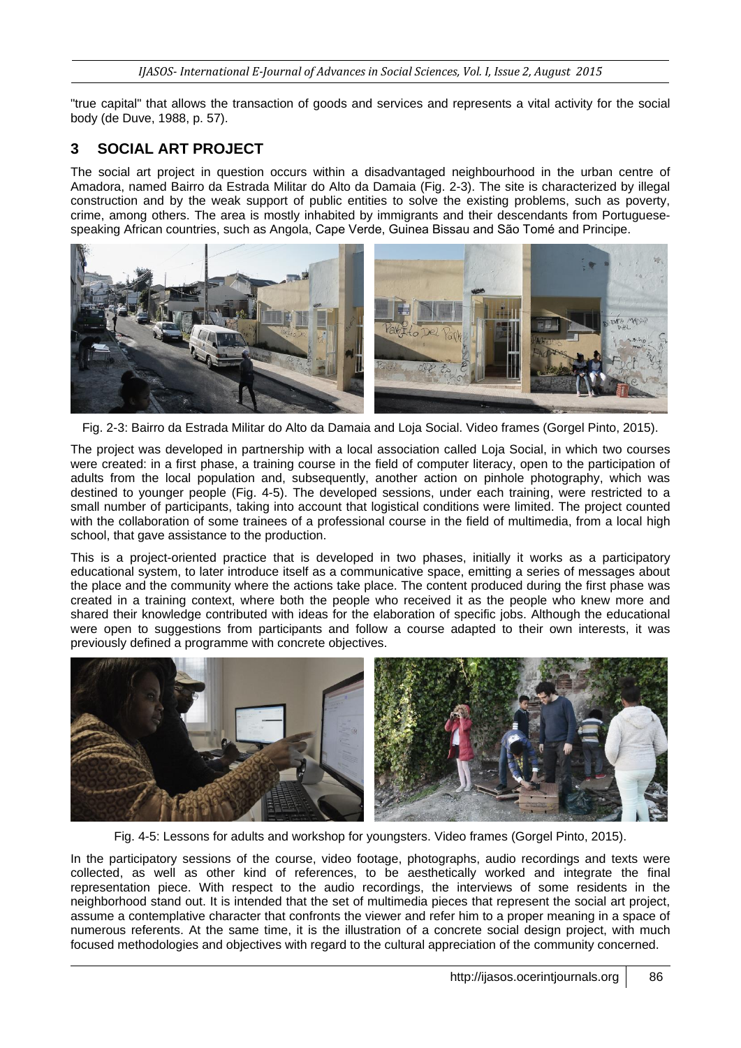"true capital" that allows the transaction of goods and services and represents a vital activity for the social body (de Duve, 1988, p. 57).

## 3 SOCIAL ART PROJECT

The social art project in question occurs within a disadvantaged neighbourhood in the urban centre of Amadora, named Bairro da Estrada Militar do Alto da Damaia (Fig. 2-3). The site is characterized by illegal construction and by the weak support of public entities to solve the existing problems, such as poverty, crime, among others. The area is mostly inhabited by immigrants and their descendants from Portuguese-speaking African countries, such as Angola, Cape Verde, Guinea Bissau and São Tomé and Principe.

Fig. 2-3: Bairro da Estrada Militar do Alto da Damaia and Loja Social. Video frames (Gorgel Pinto, 2015).

The project was developed in partnership with a local association called Loja Social, in which two courses were created: in a first phase, a training course in the field of computer literacy, open to the participation of adults from the local population and, subsequently, another action on pinhole photography, which was destined to younger people (Fig. 4-5). The developed sessions, under each training, were restricted to a small number of participants, taking into account that logistical conditions were limited. The project counted with the collaboration of some trainees of a professional course in the field of multimedia, from a local high school, that gave assistance to the production.

This is a project-oriented practice that is developed in two phases, initially it works as a participatory educational system, to later introduce itself as a communicative space, emitting a series of messages about the place and the community where the actions take place. The content produced during the first phase was created in a training context, where both the people who received it as the people who knew more and shared their knowledge contributed with ideas for the elaboration of specific jobs. Although the educational were open to suggestions from participants and follow a course adapted to their own interests, it was previously defined a programme with concrete objectives.

Fig. 4-5: Lessons for adults and workshop for youngsters. Video frames (Gorgel Pinto, 2015).

In the participatory sessions of the course, video footage, photographs, audio recordings and texts were collected, as well as other kind of references, to be aesthetically worked and integrate the final representation piece. With respect to the audio recordings, the interviews of some residents in the neighborhood stand out. It is intended that the set of multimedia pieces that represent the social art project, assume a contemplative character that confronts the viewer and refer him to a proper meaning in a space of numerous referents. At the same time, it is the illustration of a concrete social design project, with much focused methodologies and objectives with regard to the cultural appreciation of the community concerned.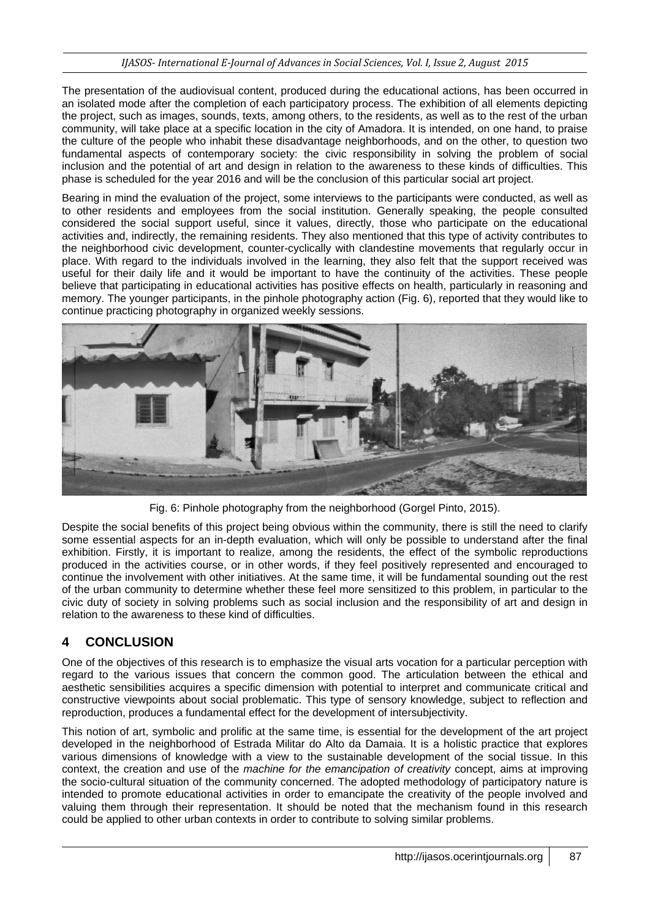The presentation of the audiovisual content, produced during the educational actions, has been occurred in an isolated mode after the completion of each participatory process. The exhibition of all elements depicting the project, such as images, sounds, texts, among others, to the residents, as well as to the rest of the urban community, will take place at a specific location in the city of Amadora. It is intended, on one hand, to praise the culture of the people who inhabit these disadvantage neighborhoods, and on the other, to question two fundamental aspects of contemporary society: the civic responsibility in solving the problem of social inclusion and the potential of art and design in relation to the awareness to these kinds of difficulties. This phase is scheduled for the year 2016 and will be the conclusion of this particular social art project.

Bearing in mind the evaluation of the project, some interviews to the participants were conducted, as well as to other residents and employees from the social institution. Generally speaking, the people consulted considered the social support useful, since it values, directly, those who participate on the educational activities and, indirectly, the remaining residents. They also mentioned that this type of activity contributes to the neighborhood civic development, counter-cyclically with clandestine movements that regularly occur in place. With regard to the individuals involved in the learning, they also felt that the support received was useful for their daily life and it would be important to have the continuity of the activities. These people believe that participating in educational activities has positive effects on health, particularly in reasoning and memory. The younger participants, in the pinhole photography action (Fig. 6), reported that they would like to continue practicing photography in organized weekly sessions.

Fig. 6: Pinhole photography from the neighborhood (Gorgel Pinto, 2015).

Despite the social benefits of this project being obvious within the community, there is still the need to clarify some essential aspects for an in-depth evaluation, which will only be possible to understand after the final exhibition. Firstly, it is important to realize, among the residents, the effect of the symbolic reproductions produced in the activities course, or in other words, if they feel positively represented and encouraged to continue the involvement with other initiatives. At the same time, it will be fundamental sounding out the rest of the urban community to determine whether these feel more sensitized to this problem, in particular to the civic duty of society in solving problems such as social inclusion and the responsibility of art and design in relation to the awareness to these kind of difficulties.

## 4 CONCLUSION

One of the objectives of this research is to emphasize the visual arts vocation for a particular perception with regard to the various issues that concern the common good. The articulation between the ethical and aesthetic sensibilities acquires a specific dimension with potential to interpret and communicate critical and constructive viewpoints about social problematic. This type of sensory knowledge, subject to reflection and reproduction, produces a fundamental effect for the development of intersubjectivity.

This notion of art, symbolic and prolific at the same time, is essential for the development of the art project developed in the neighborhood of Estrada Militar do Alto da Damaia. It is a holistic practice that explores various dimensions of knowledge with a view to the sustainable development of the social tissue. In this context, the creation and use of the *machine for the emancipation of creativity* concept, aims at improving the socio-cultural situation of the community concerned. The adopted methodology of participatory nature is intended to promote educational activities in order to emancipate the creativity of the people involved and valuing them through their representation. It should be noted that the mechanism found in this research could be applied to other urban contexts in order to contribute to solving similar problems.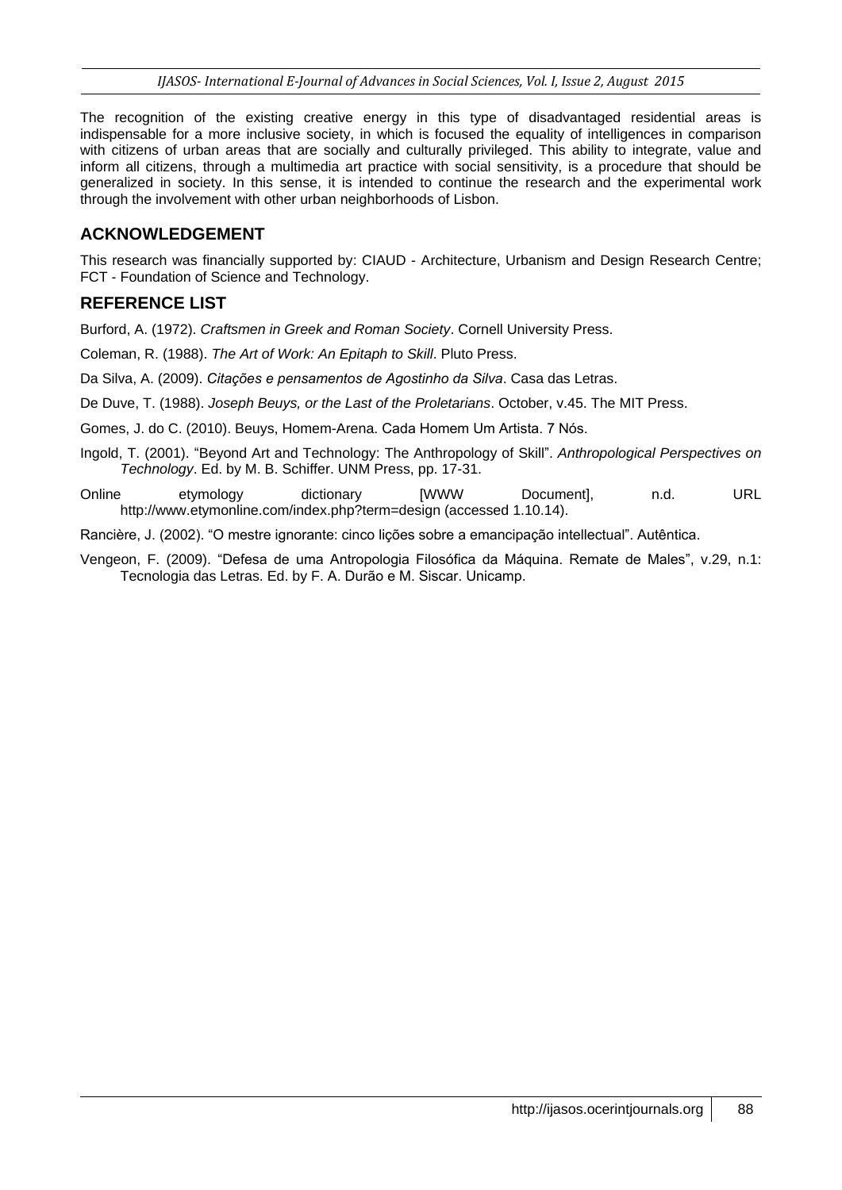The recognition of the existing creative energy in this type of disadvantaged residential areas is indispensable for a more inclusive society, in which is focused the equality of intelligences in comparison with citizens of urban areas that are socially and culturally privileged. This ability to integrate, value and inform all citizens, through a multimedia art practice with social sensitivity, is a procedure that should be generalized in society. In this sense, it is intended to continue the research and the experimental work through the involvement with other urban neighborhoods of Lisbon.

## ACKNOWLEDGEMENT

This research was financially supported by: CIAUD - Architecture, Urbanism and Design Research Centre; FCT - Foundation of Science and Technology.

## REFERENCE LIST

Burford, A. (1972). *Craftsmen in Greek and Roman Society*. Cornell University Press.

Coleman, R. (1988). *The Art of Work: An Epitaph to Skill*. Pluto Press.

Da Silva, A. (2009). *Citações e pensamentos de Agostinho da Silva*. Casa das Letras.

De Duve, T. (1988). *Joseph Beuys, or the Last of the Proletarians*. October, v.45. The MIT Press.

Gomes, J. do C. (2010). Beuys, Homem-Arena. Cada Homem Um Artista. 7 Nós.

Ingold, T. (2001). "Beyond Art and Technology: The Anthropology of Skill". *Anthropological Perspectives on Technology*. Ed. by M. B. Schiffer. UNM Press, pp. 17-31.

Online etymology dictionary [WWW Document], n.d. URL http://www.etymonline.com/index.php?term=design (accessed 1.10.14).

Rancière, J. (2002). "O mestre ignorante: cinco lições sobre a emancipação intellectual". Autêntica.

Vengeon, F. (2009). "Defesa de uma Antropologia Filosófica da Máquina. Remate de Males", v.29, n.1: Tecnologia das Letras. Ed. by F. A. Durão e M. Siscar. Unicamp.